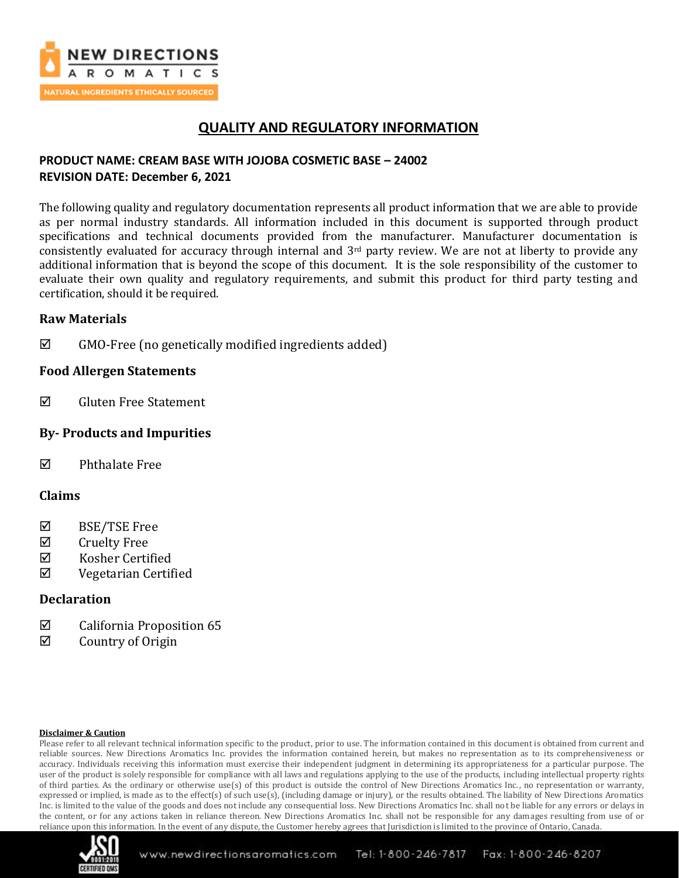# QUALITY AND REGULATORY INFORMATION

**PRODUCT NAME: CREAM BASE WITH JOJOBA COSMETIC BASE – 24002**
**REVISION DATE: December 6, 2021**

The following quality and regulatory documentation represents all product information that we are able to provide as per normal industry standards. All information included in this document is supported through product specifications and technical documents provided from the manufacturer. Manufacturer documentation is consistently evaluated for accuracy through internal and 3rd party review. We are not at liberty to provide any additional information that is beyond the scope of this document. It is the sole responsibility of the customer to evaluate their own quality and regulatory requirements, and submit this product for third party testing and certification, should it be required.

## Raw Materials

☑ GMO-Free (no genetically modified ingredients added)

## Food Allergen Statements

☑ Gluten Free Statement

## By- Products and Impurities

☑ Phthalate Free

## Claims

☑ BSE/TSE Free
☑ Cruelty Free
☑ Kosher Certified
☑ Vegetarian Certified

## Declaration

☑ California Proposition 65
☑ Country of Origin

**Disclaimer & Caution**

Please refer to all relevant technical information specific to the product, prior to use. The information contained in this document is obtained from current and reliable sources. New Directions Aromatics Inc. provides the information contained herein, but makes no representation as to its comprehensiveness or accuracy. Individuals receiving this information must exercise their independent judgment in determining its appropriateness for a particular purpose. The user of the product is solely responsible for compliance with all laws and regulations applying to the use of the products, including intellectual property rights of third parties. As the ordinary or otherwise use(s) of this product is outside the control of New Directions Aromatics Inc., no representation or warranty, expressed or implied, is made as to the effect(s) of such use(s), (including damage or injury), or the results obtained. The liability of New Directions Aromatics Inc. is limited to the value of the goods and does not include any consequential loss. New Directions Aromatics Inc. shall not be liable for any errors or delays in the content, or for any actions taken in reliance thereon. New Directions Aromatics Inc. shall not be responsible for any damages resulting from use of or reliance upon this information. In the event of any dispute, the Customer hereby agrees that Jurisdiction is limited to the province of Ontario, Canada.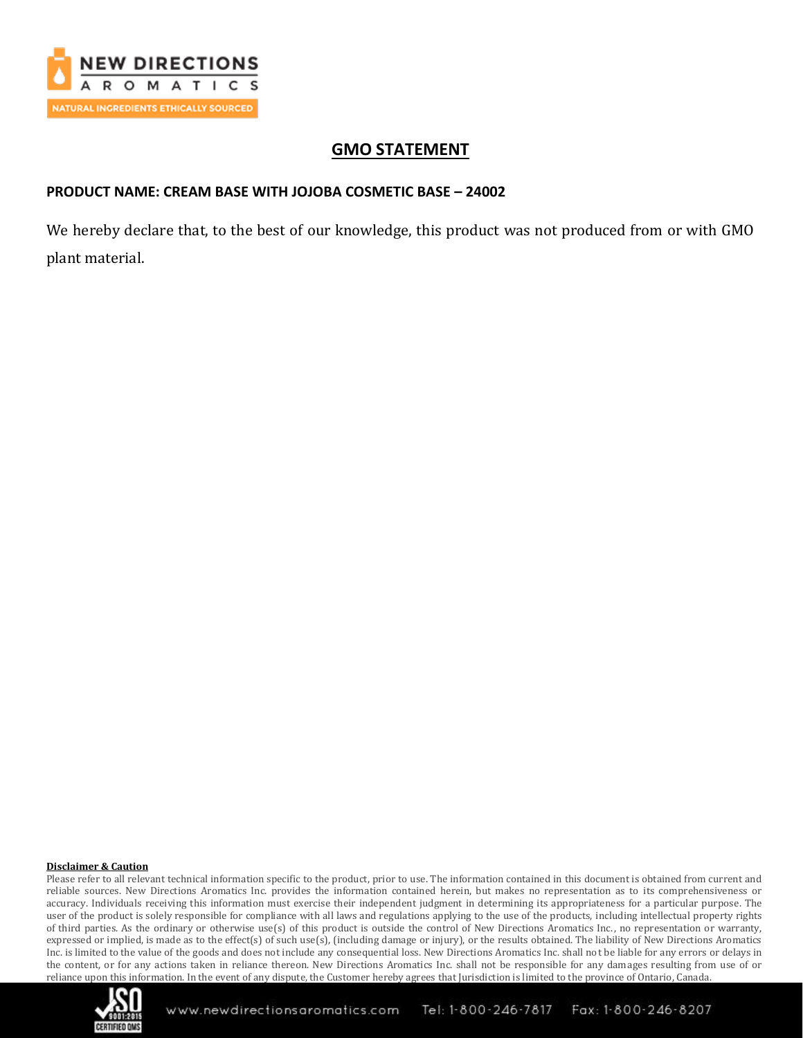# GMO STATEMENT

**PRODUCT NAME: CREAM BASE WITH JOJOBA COSMETIC BASE – 24002**

We hereby declare that, to the best of our knowledge, this product was not produced from or with GMO plant material.

**Disclaimer & Caution**

Please refer to all relevant technical information specific to the product, prior to use. The information contained in this document is obtained from current and reliable sources. New Directions Aromatics Inc. provides the information contained herein, but makes no representation as to its comprehensiveness or accuracy. Individuals receiving this information must exercise their independent judgment in determining its appropriateness for a particular purpose. The user of the product is solely responsible for compliance with all laws and regulations applying to the use of the products, including intellectual property rights of third parties. As the ordinary or otherwise use(s) of this product is outside the control of New Directions Aromatics Inc., no representation or warranty, expressed or implied, is made as to the effect(s) of such use(s), (including damage or injury), or the results obtained. The liability of New Directions Aromatics Inc. is limited to the value of the goods and does not include any consequential loss. New Directions Aromatics Inc. shall not be liable for any errors or delays in the content, or for any actions taken in reliance thereon. New Directions Aromatics Inc. shall not be responsible for any damages resulting from use of or reliance upon this information. In the event of any dispute, the Customer hereby agrees that Jurisdiction is limited to the province of Ontario, Canada.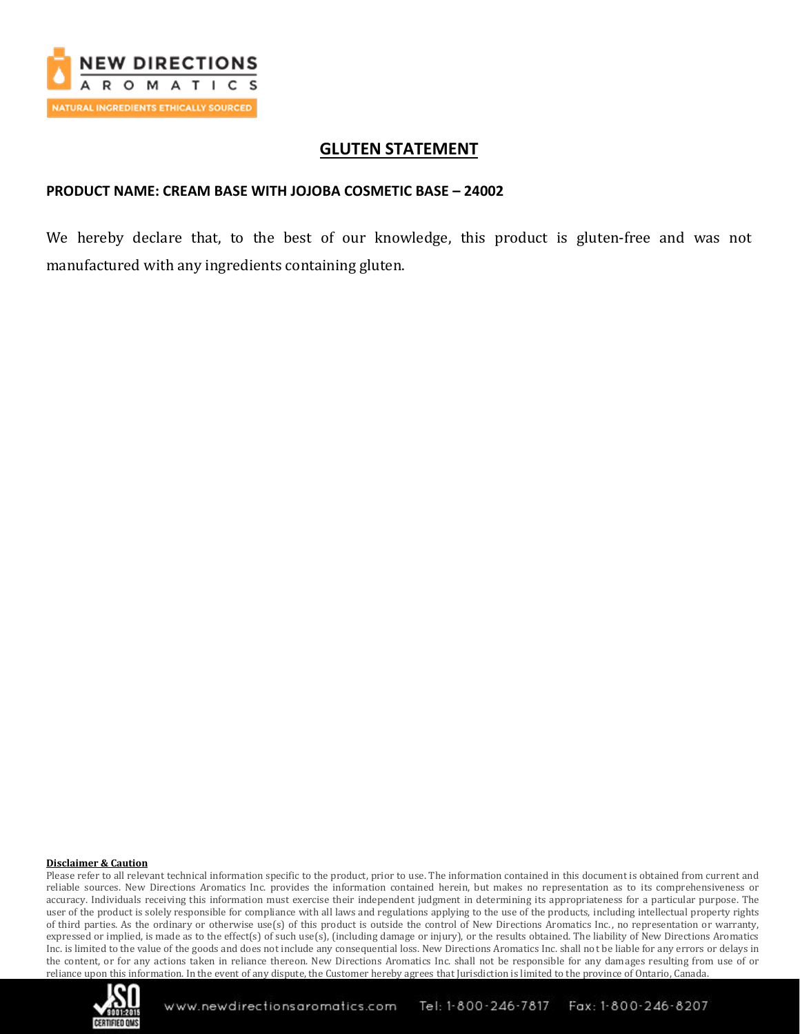## GLUTEN STATEMENT

**PRODUCT NAME: CREAM BASE WITH JOJOBA COSMETIC BASE – 24002**

We hereby declare that, to the best of our knowledge, this product is gluten-free and was not manufactured with any ingredients containing gluten.

**Disclaimer & Caution**

Please refer to all relevant technical information specific to the product, prior to use. The information contained in this document is obtained from current and reliable sources. New Directions Aromatics Inc. provides the information contained herein, but makes no representation as to its comprehensiveness or accuracy. Individuals receiving this information must exercise their independent judgment in determining its appropriateness for a particular purpose. The user of the product is solely responsible for compliance with all laws and regulations applying to the use of the products, including intellectual property rights of third parties. As the ordinary or otherwise use(s) of this product is outside the control of New Directions Aromatics Inc., no representation or warranty, expressed or implied, is made as to the effect(s) of such use(s), (including damage or injury), or the results obtained. The liability of New Directions Aromatics Inc. is limited to the value of the goods and does not include any consequential loss. New Directions Aromatics Inc. shall not be liable for any errors or delays in the content, or for any actions taken in reliance thereon. New Directions Aromatics Inc. shall not be responsible for any damages resulting from use of or reliance upon this information. In the event of any dispute, the Customer hereby agrees that Jurisdiction is limited to the province of Ontario, Canada.

www.newdirectionsaromatics.com Tel: 1-800-246-7817 Fax: 1-800-246-8207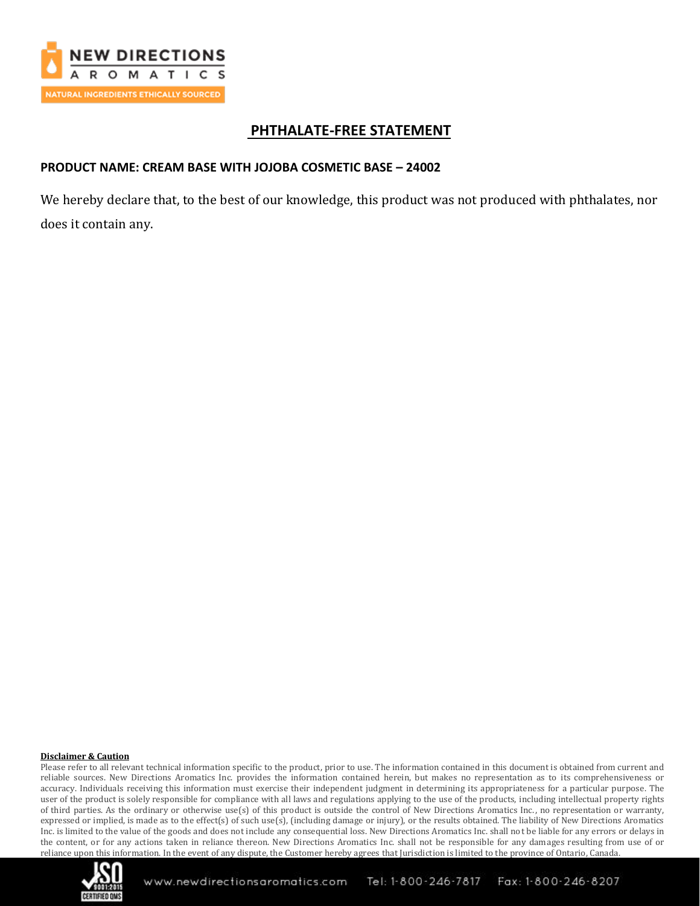# PHTHALATE-FREE STATEMENT

**PRODUCT NAME: CREAM BASE WITH JOJOBA COSMETIC BASE – 24002**

We hereby declare that, to the best of our knowledge, this product was not produced with phthalates, nor does it contain any.

**Disclaimer & Caution**

Please refer to all relevant technical information specific to the product, prior to use. The information contained in this document is obtained from current and reliable sources. New Directions Aromatics Inc. provides the information contained herein, but makes no representation as to its comprehensiveness or accuracy. Individuals receiving this information must exercise their independent judgment in determining its appropriateness for a particular purpose. The user of the product is solely responsible for compliance with all laws and regulations applying to the use of the products, including intellectual property rights of third parties. As the ordinary or otherwise use(s) of this product is outside the control of New Directions Aromatics Inc., no representation or warranty, expressed or implied, is made as to the effect(s) of such use(s), (including damage or injury), or the results obtained. The liability of New Directions Aromatics Inc. is limited to the value of the goods and does not include any consequential loss. New Directions Aromatics Inc. shall not be liable for any errors or delays in the content, or for any actions taken in reliance thereon. New Directions Aromatics Inc. shall not be responsible for any damages resulting from use of or reliance upon this information. In the event of any dispute, the Customer hereby agrees that Jurisdiction is limited to the province of Ontario, Canada.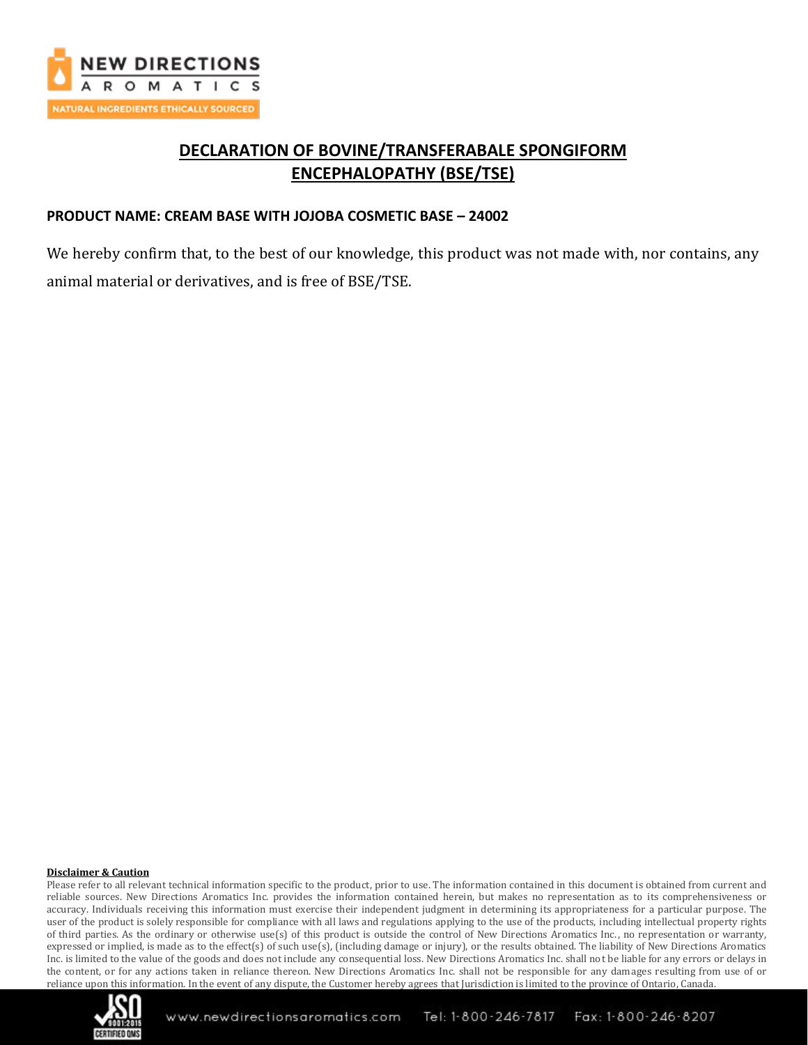# DECLARATION OF BOVINE/TRANSFERABALE SPONGIFORM ENCEPHALOPATHY (BSE/TSE)

**PRODUCT NAME: CREAM BASE WITH JOJOBA COSMETIC BASE – 24002**

We hereby confirm that, to the best of our knowledge, this product was not made with, nor contains, any animal material or derivatives, and is free of BSE/TSE.

**Disclaimer & Caution**

Please refer to all relevant technical information specific to the product, prior to use. The information contained in this document is obtained from current and reliable sources. New Directions Aromatics Inc. provides the information contained herein, but makes no representation as to its comprehensiveness or accuracy. Individuals receiving this information must exercise their independent judgment in determining its appropriateness for a particular purpose. The user of the product is solely responsible for compliance with all laws and regulations applying to the use of the products, including intellectual property rights of third parties. As the ordinary or otherwise use(s) of this product is outside the control of New Directions Aromatics Inc., no representation or warranty, expressed or implied, is made as to the effect(s) of such use(s), (including damage or injury), or the results obtained. The liability of New Directions Aromatics Inc. is limited to the value of the goods and does not include any consequential loss. New Directions Aromatics Inc. shall not be liable for any errors or delays in the content, or for any actions taken in reliance thereon. New Directions Aromatics Inc. shall not be responsible for any damages resulting from use of or reliance upon this information. In the event of any dispute, the Customer hereby agrees that Jurisdiction is limited to the province of Ontario, Canada.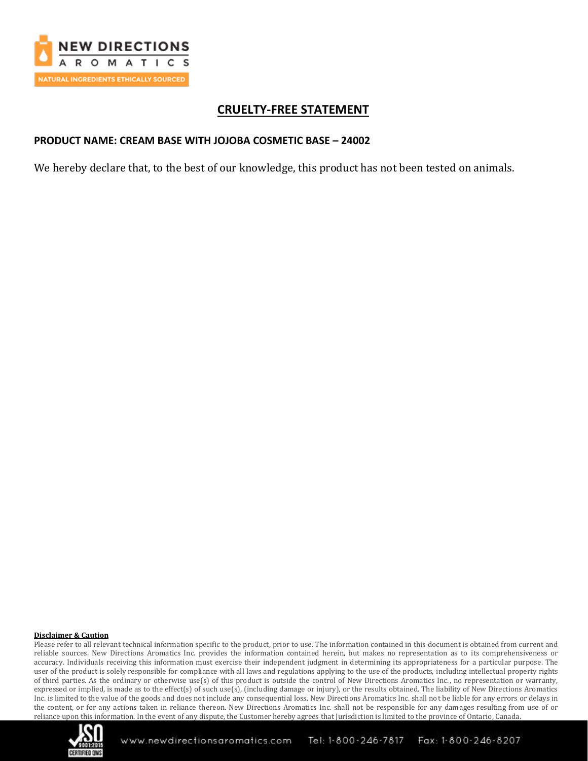NEW DIRECTIONS AROMATICS

NATURAL INGREDIENTS ETHICALLY SOURCED

## CRUELTY-FREE STATEMENT

**PRODUCT NAME: CREAM BASE WITH JOJOBA COSMETIC BASE – 24002**

We hereby declare that, to the best of our knowledge, this product has not been tested on animals.

**Disclaimer & Caution**

Please refer to all relevant technical information specific to the product, prior to use. The information contained in this document is obtained from current and reliable sources. New Directions Aromatics Inc. provides the information contained herein, but makes no representation as to its comprehensiveness or accuracy. Individuals receiving this information must exercise their independent judgment in determining its appropriateness for a particular purpose. The user of the product is solely responsible for compliance with all laws and regulations applying to the use of the products, including intellectual property rights of third parties. As the ordinary or otherwise use(s) of this product is outside the control of New Directions Aromatics Inc., no representation or warranty, expressed or implied, is made as to the effect(s) of such use(s), (including damage or injury), or the results obtained. The liability of New Directions Aromatics Inc. is limited to the value of the goods and does not include any consequential loss. New Directions Aromatics Inc. shall not be liable for any errors or delays in the content, or for any actions taken in reliance thereon. New Directions Aromatics Inc. shall not be responsible for any damages resulting from use of or reliance upon this information. In the event of any dispute, the Customer hereby agrees that Jurisdiction is limited to the province of Ontario, Canada.

www.newdirectionsaromatics.com Tel: 1-800-246-7817 Fax: 1-800-246-8207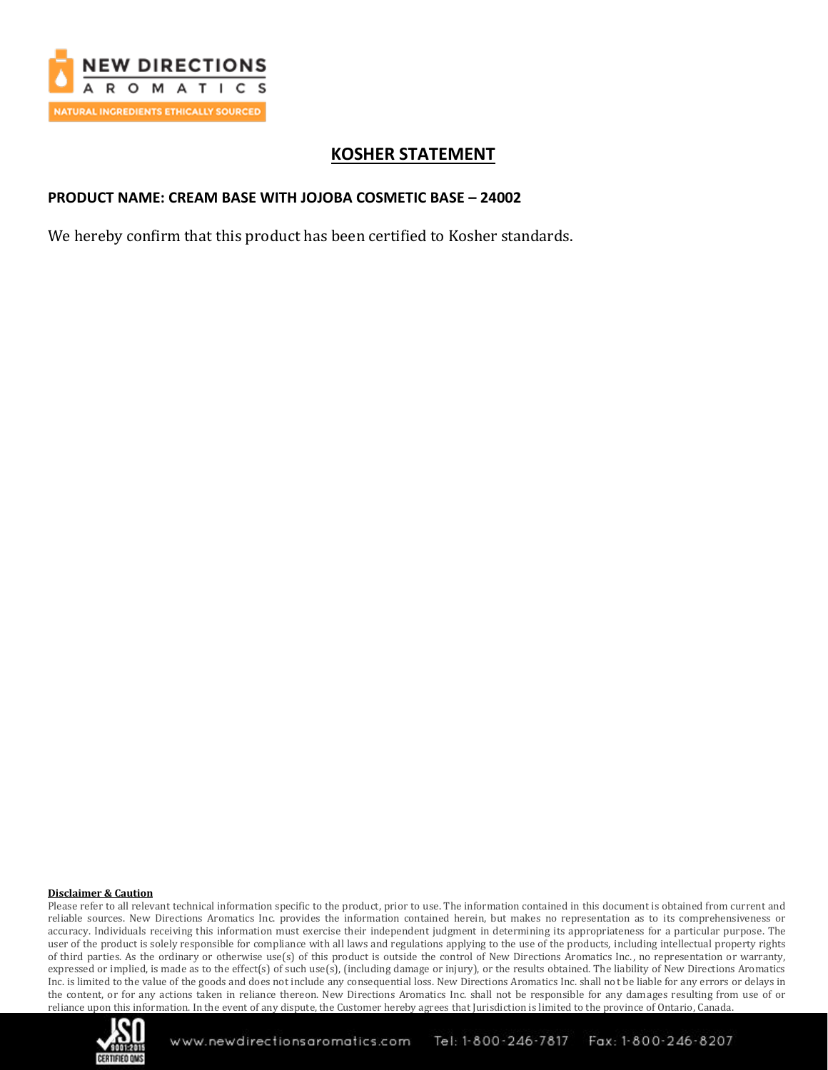# KOSHER STATEMENT

**PRODUCT NAME: CREAM BASE WITH JOJOBA COSMETIC BASE – 24002**

We hereby confirm that this product has been certified to Kosher standards.

**Disclaimer & Caution**

Please refer to all relevant technical information specific to the product, prior to use. The information contained in this document is obtained from current and reliable sources. New Directions Aromatics Inc. provides the information contained herein, but makes no representation as to its comprehensiveness or accuracy. Individuals receiving this information must exercise their independent judgment in determining its appropriateness for a particular purpose. The user of the product is solely responsible for compliance with all laws and regulations applying to the use of the products, including intellectual property rights of third parties. As the ordinary or otherwise use(s) of this product is outside the control of New Directions Aromatics Inc., no representation or warranty, expressed or implied, is made as to the effect(s) of such use(s), (including damage or injury), or the results obtained. The liability of New Directions Aromatics Inc. is limited to the value of the goods and does not include any consequential loss. New Directions Aromatics Inc. shall not be liable for any errors or delays in the content, or for any actions taken in reliance thereon. New Directions Aromatics Inc. shall not be responsible for any damages resulting from use of or reliance upon this information. In the event of any dispute, the Customer hereby agrees that Jurisdiction is limited to the province of Ontario, Canada.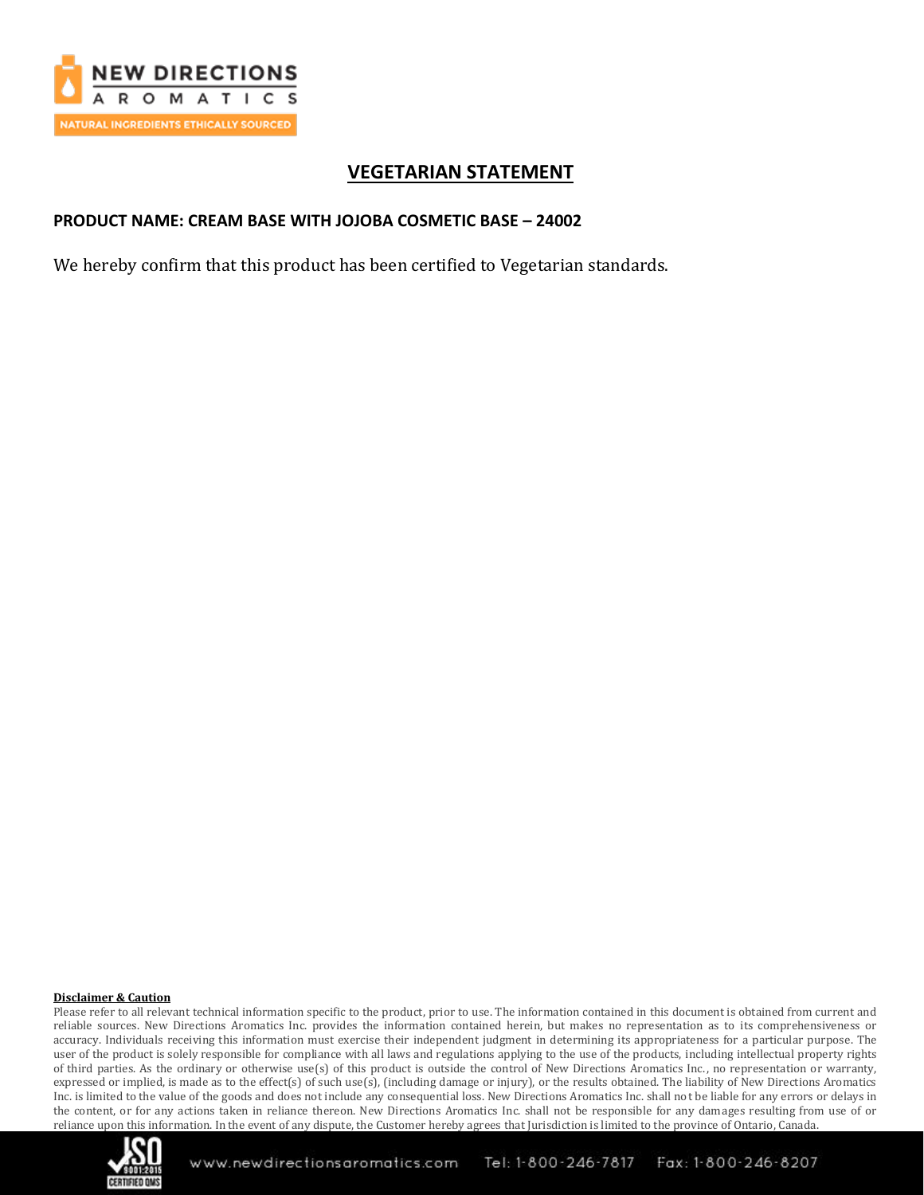# VEGETARIAN STATEMENT

**PRODUCT NAME: CREAM BASE WITH JOJOBA COSMETIC BASE – 24002**

We hereby confirm that this product has been certified to Vegetarian standards.

**Disclaimer & Caution**

Please refer to all relevant technical information specific to the product, prior to use. The information contained in this document is obtained from current and reliable sources. New Directions Aromatics Inc. provides the information contained herein, but makes no representation as to its comprehensiveness or accuracy. Individuals receiving this information must exercise their independent judgment in determining its appropriateness for a particular purpose. The user of the product is solely responsible for compliance with all laws and regulations applying to the use of the products, including intellectual property rights of third parties. As the ordinary or otherwise use(s) of this product is outside the control of New Directions Aromatics Inc., no representation or warranty, expressed or implied, is made as to the effect(s) of such use(s), (including damage or injury), or the results obtained. The liability of New Directions Aromatics Inc. is limited to the value of the goods and does not include any consequential loss. New Directions Aromatics Inc. shall not be liable for any errors or delays in the content, or for any actions taken in reliance thereon. New Directions Aromatics Inc. shall not be responsible for any damages resulting from use of or reliance upon this information. In the event of any dispute, the Customer hereby agrees that Jurisdiction is limited to the province of Ontario, Canada.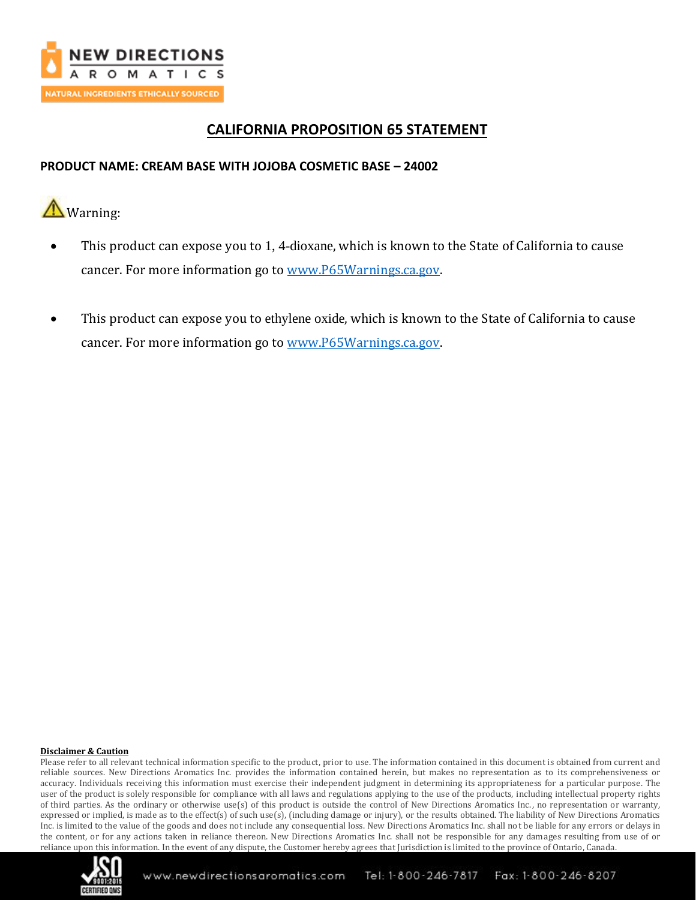# CALIFORNIA PROPOSITION 65 STATEMENT

**PRODUCT NAME: CREAM BASE WITH JOJOBA COSMETIC BASE – 24002**

⚠ Warning:

- This product can expose you to 1, 4-dioxane, which is known to the State of California to cause cancer. For more information go to www.P65Warnings.ca.gov.

- This product can expose you to ethylene oxide, which is known to the State of California to cause cancer. For more information go to www.P65Warnings.ca.gov.

**Disclaimer & Caution**

Please refer to all relevant technical information specific to the product, prior to use. The information contained in this document is obtained from current and reliable sources. New Directions Aromatics Inc. provides the information contained herein, but makes no representation as to its comprehensiveness or accuracy. Individuals receiving this information must exercise their independent judgment in determining its appropriateness for a particular purpose. The user of the product is solely responsible for compliance with all laws and regulations applying to the use of the products, including intellectual property rights of third parties. As the ordinary or otherwise use(s) of this product is outside the control of New Directions Aromatics Inc., no representation or warranty, expressed or implied, is made as to the effect(s) of such use(s), (including damage or injury), or the results obtained. The liability of New Directions Aromatics Inc. is limited to the value of the goods and does not include any consequential loss. New Directions Aromatics Inc. shall not be liable for any errors or delays in the content, or for any actions taken in reliance thereon. New Directions Aromatics Inc. shall not be responsible for any damages resulting from use of or reliance upon this information. In the event of any dispute, the Customer hereby agrees that Jurisdiction is limited to the province of Ontario, Canada.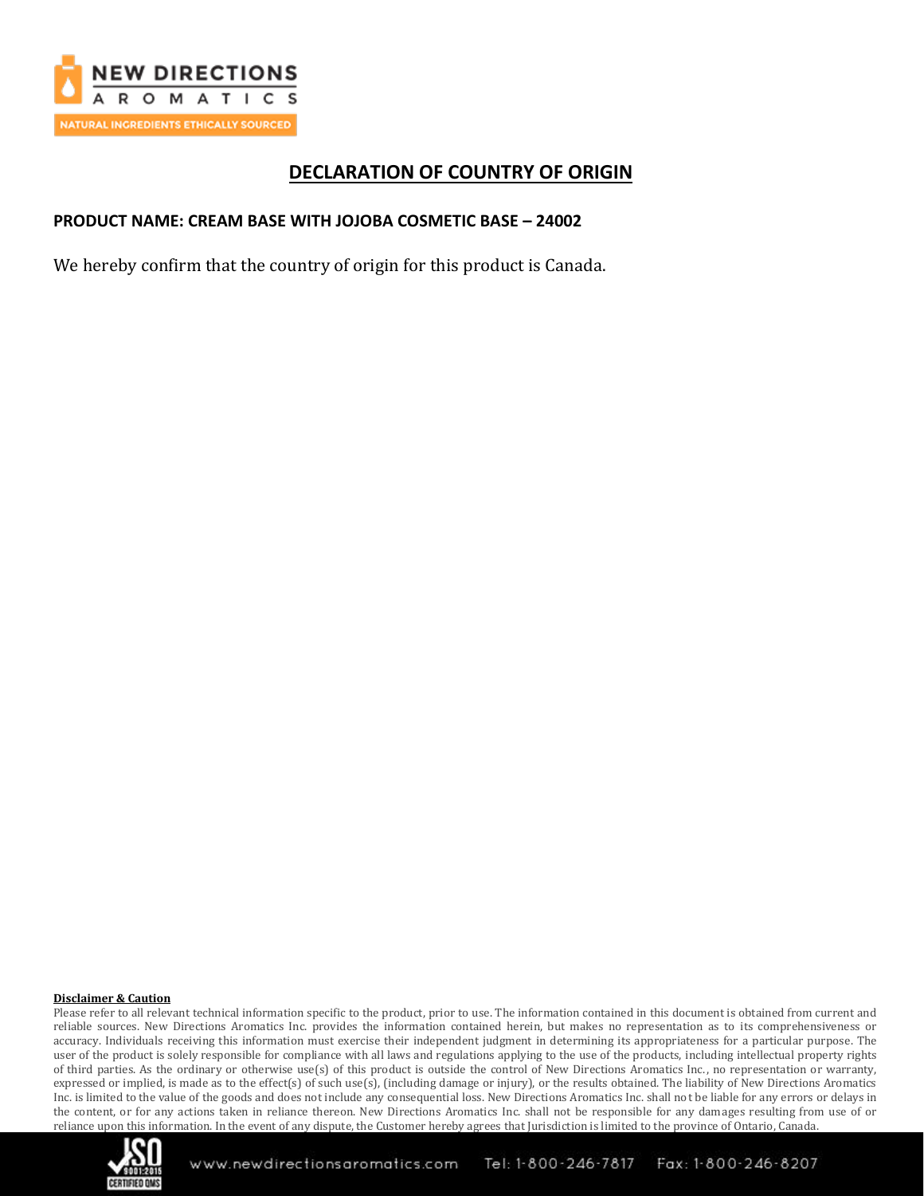# DECLARATION OF COUNTRY OF ORIGIN

**PRODUCT NAME: CREAM BASE WITH JOJOBA COSMETIC BASE – 24002**

We hereby confirm that the country of origin for this product is Canada.

**Disclaimer & Caution**

Please refer to all relevant technical information specific to the product, prior to use. The information contained in this document is obtained from current and reliable sources. New Directions Aromatics Inc. provides the information contained herein, but makes no representation as to its comprehensiveness or accuracy. Individuals receiving this information must exercise their independent judgment in determining its appropriateness for a particular purpose. The user of the product is solely responsible for compliance with all laws and regulations applying to the use of the products, including intellectual property rights of third parties. As the ordinary or otherwise use(s) of this product is outside the control of New Directions Aromatics Inc., no representation or warranty, expressed or implied, is made as to the effect(s) of such use(s), (including damage or injury), or the results obtained. The liability of New Directions Aromatics Inc. is limited to the value of the goods and does not include any consequential loss. New Directions Aromatics Inc. shall not be liable for any errors or delays in the content, or for any actions taken in reliance thereon. New Directions Aromatics Inc. shall not be responsible for any damages resulting from use of or reliance upon this information. In the event of any dispute, the Customer hereby agrees that Jurisdiction is limited to the province of Ontario, Canada.